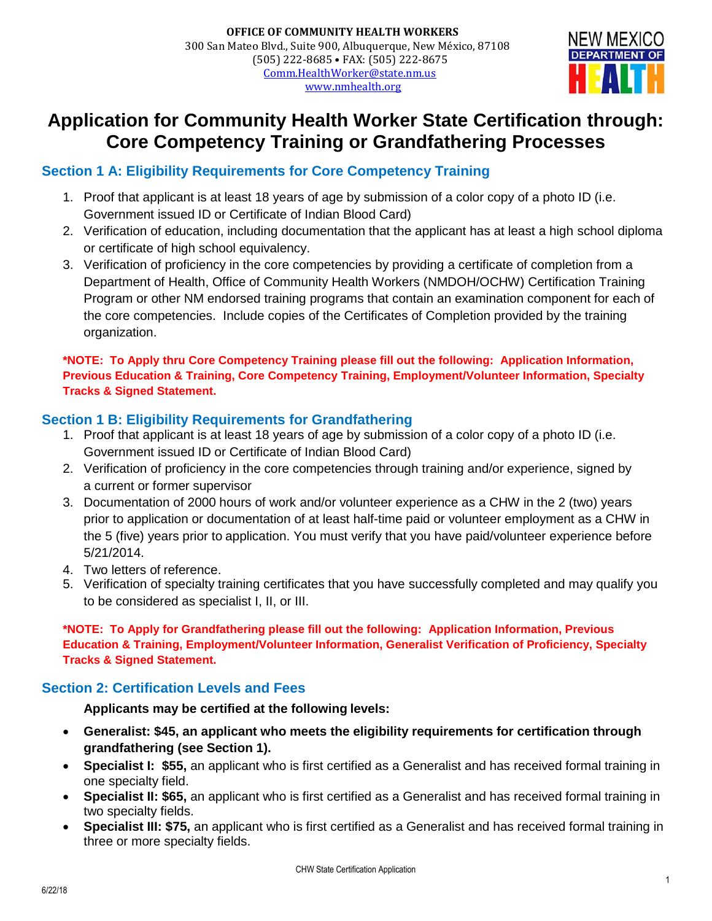**OFFICE OF COMMUNITY HEALTH WORKERS**
300 San Mateo Blvd., Suite 900, Albuquerque, New México, 87108
(505) 222-8685 • FAX: (505) 222-8675
Comm.HealthWorker@state.nm.us
www.nmhealth.org

NEW MEXICO DEPARTMENT OF HEALTH

# Application for Community Health Worker State Certification through: Core Competency Training or Grandfathering Processes

## Section 1 A: Eligibility Requirements for Core Competency Training

1. Proof that applicant is at least 18 years of age by submission of a color copy of a photo ID (i.e. Government issued ID or Certificate of Indian Blood Card)
2. Verification of education, including documentation that the applicant has at least a high school diploma or certificate of high school equivalency.
3. Verification of proficiency in the core competencies by providing a certificate of completion from a Department of Health, Office of Community Health Workers (NMDOH/OCHW) Certification Training Program or other NM endorsed training programs that contain an examination component for each of the core competencies. Include copies of the Certificates of Completion provided by the training organization.

**\*NOTE: To Apply thru Core Competency Training please fill out the following: Application Information, Previous Education & Training, Core Competency Training, Employment/Volunteer Information, Specialty Tracks & Signed Statement.**

## Section 1 B: Eligibility Requirements for Grandfathering

1. Proof that applicant is at least 18 years of age by submission of a color copy of a photo ID (i.e. Government issued ID or Certificate of Indian Blood Card)
2. Verification of proficiency in the core competencies through training and/or experience, signed by a current or former supervisor
3. Documentation of 2000 hours of work and/or volunteer experience as a CHW in the 2 (two) years prior to application or documentation of at least half-time paid or volunteer employment as a CHW in the 5 (five) years prior to application. You must verify that you have paid/volunteer experience before 5/21/2014.
4. Two letters of reference.
5. Verification of specialty training certificates that you have successfully completed and may qualify you to be considered as specialist I, II, or III.

**\*NOTE: To Apply for Grandfathering please fill out the following: Application Information, Previous Education & Training, Employment/Volunteer Information, Generalist Verification of Proficiency, Specialty Tracks & Signed Statement.**

## Section 2: Certification Levels and Fees

**Applicants may be certified at the following levels:**

- **Generalist: $45, an applicant who meets the eligibility requirements for certification through grandfathering (see Section 1).**
- **Specialist I: $55,** an applicant who is first certified as a Generalist and has received formal training in one specialty field.
- **Specialist II: $65,** an applicant who is first certified as a Generalist and has received formal training in two specialty fields.
- **Specialist III: $75,** an applicant who is first certified as a Generalist and has received formal training in three or more specialty fields.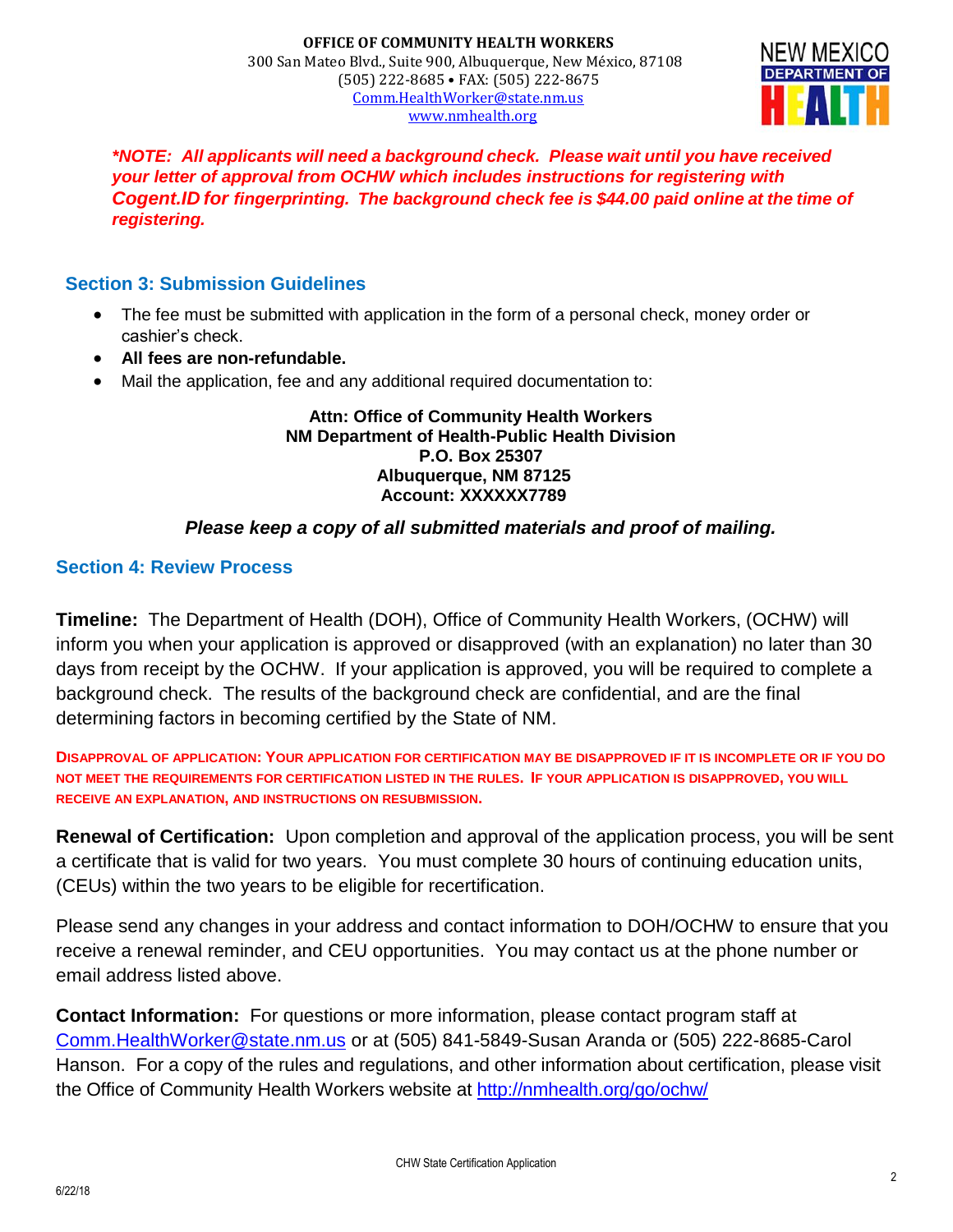**OFFICE OF COMMUNITY HEALTH WORKERS**
300 San Mateo Blvd., Suite 900, Albuquerque, New México, 87108
(505) 222-8685 • FAX: (505) 222-8675
Comm.HealthWorker@state.nm.us
www.nmhealth.org

NEW MEXICO DEPARTMENT OF HEALTH

***\*NOTE: All applicants will need a background check. Please wait until you have received your letter of approval from OCHW which includes instructions for registering with Cogent.ID for fingerprinting. The background check fee is $44.00 paid online at the time of registering.***

## Section 3: Submission Guidelines

- The fee must be submitted with application in the form of a personal check, money order or cashier's check.
- **All fees are non-refundable.**
- Mail the application, fee and any additional required documentation to:

**Attn: Office of Community Health Workers**
**NM Department of Health-Public Health Division**
**P.O. Box 25307**
**Albuquerque, NM 87125**
**Account: XXXXXX7789**

***Please keep a copy of all submitted materials and proof of mailing.***

## Section 4: Review Process

**Timeline:** The Department of Health (DOH), Office of Community Health Workers, (OCHW) will inform you when your application is approved or disapproved (with an explanation) no later than 30 days from receipt by the OCHW. If your application is approved, you will be required to complete a background check. The results of the background check are confidential, and are the final determining factors in becoming certified by the State of NM.

**DISAPPROVAL OF APPLICATION: YOUR APPLICATION FOR CERTIFICATION MAY BE DISAPPROVED IF IT IS INCOMPLETE OR IF YOU DO NOT MEET THE REQUIREMENTS FOR CERTIFICATION LISTED IN THE RULES. IF YOUR APPLICATION IS DISAPPROVED, YOU WILL RECEIVE AN EXPLANATION, AND INSTRUCTIONS ON RESUBMISSION.**

**Renewal of Certification:** Upon completion and approval of the application process, you will be sent a certificate that is valid for two years. You must complete 30 hours of continuing education units, (CEUs) within the two years to be eligible for recertification.

Please send any changes in your address and contact information to DOH/OCHW to ensure that you receive a renewal reminder, and CEU opportunities. You may contact us at the phone number or email address listed above.

**Contact Information:** For questions or more information, please contact program staff at Comm.HealthWorker@state.nm.us or at (505) 841-5849-Susan Aranda or (505) 222-8685-Carol Hanson. For a copy of the rules and regulations, and other information about certification, please visit the Office of Community Health Workers website at http://nmhealth.org/go/ochw/

CHW State Certification Application

6/22/18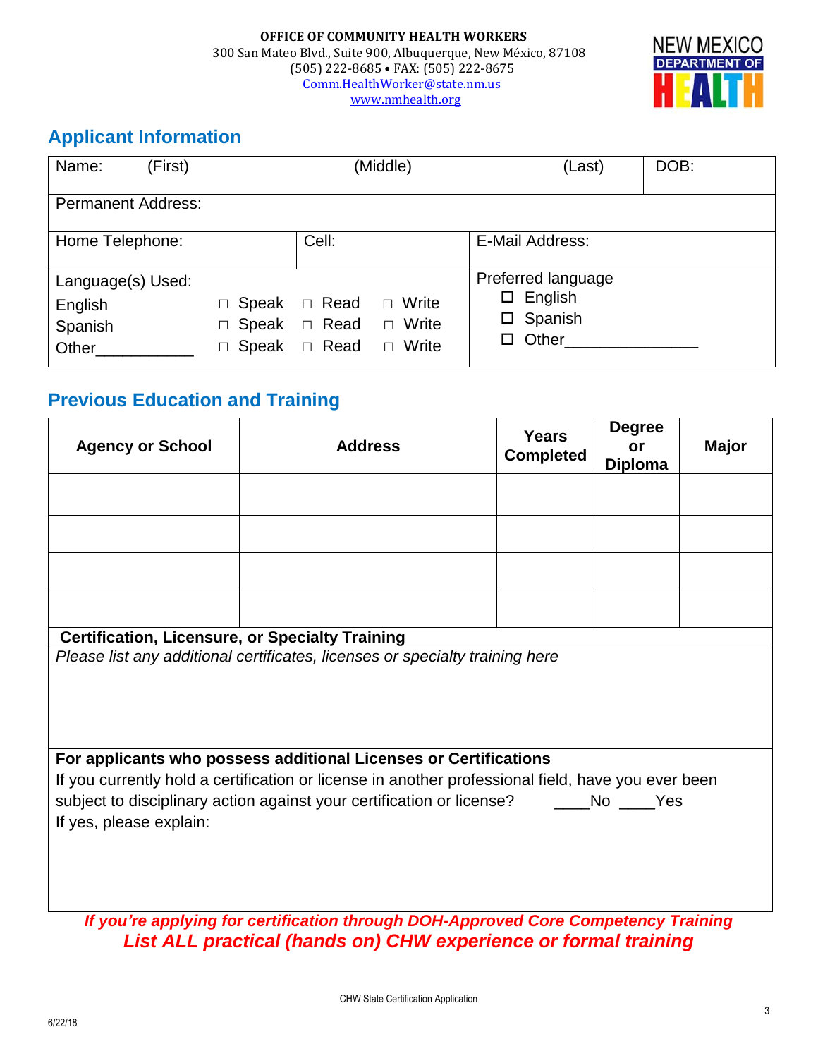**OFFICE OF COMMUNITY HEALTH WORKERS**
300 San Mateo Blvd., Suite 900, Albuquerque, New México, 87108
(505) 222-8685 • FAX: (505) 222-8675
Comm.HealthWorker@state.nm.us
www.nmhealth.org

NEW MEXICO DEPARTMENT OF HEALTH

## Applicant Information

| Name: (First) | (Middle) | (Last) | DOB: |
|---|---|---|---|
| Permanent Address: | | | |
| Home Telephone: | Cell: | E-Mail Address: | |

| Language(s) Used: | | | | Preferred language |
|---|---|---|---|---|
| English | □ Speak | □ Read | □ Write | ☐ English |
| Spanish | □ Speak | □ Read | □ Write | ☐ Spanish |
| Other___________ | □ Speak | □ Read | □ Write | ☐ Other______________ |

## Previous Education and Training

| Agency or School | Address | Years Completed | Degree or Diploma | Major |
|---|---|---|---|---|
| | | | | |
| | | | | |
| | | | | |
| | | | | |

**Certification, Licensure, or Specialty Training**

*Please list any additional certificates, licenses or specialty training here*

**For applicants who possess additional Licenses or Certifications**

If you currently hold a certification or license in another professional field, have you ever been subject to disciplinary action against your certification or license? ____No ____Yes

If yes, please explain:

***If you're applying for certification through DOH-Approved Core Competency Training***

***List ALL practical (hands on) CHW experience or formal training***

CHW State Certification Application

6/22/18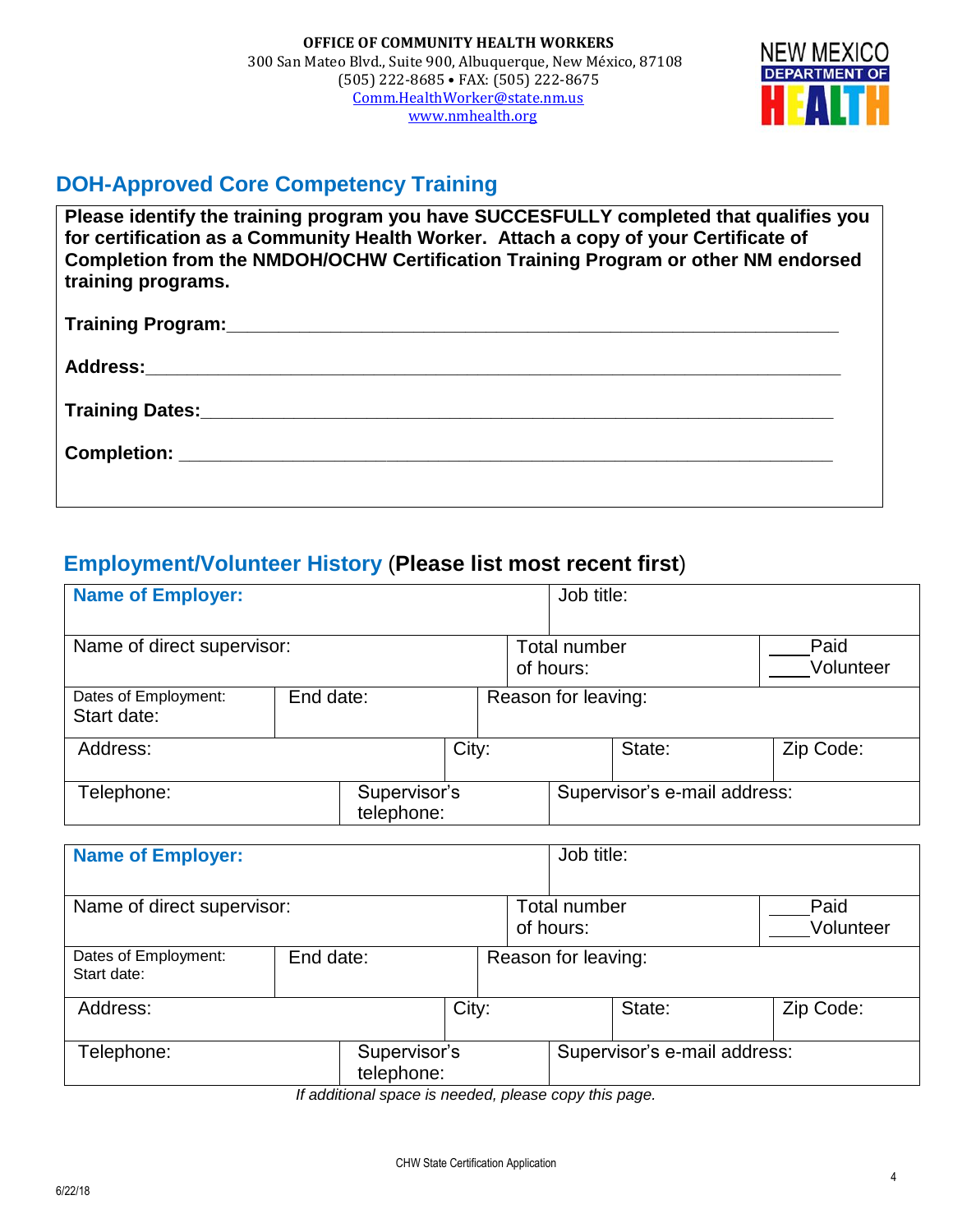**OFFICE OF COMMUNITY HEALTH WORKERS**
300 San Mateo Blvd., Suite 900, Albuquerque, New México, 87108
(505) 222-8685 • FAX: (505) 222-8675
Comm.HealthWorker@state.nm.us
www.nmhealth.org

NEW MEXICO DEPARTMENT OF HEALTH

## DOH-Approved Core Competency Training

**Please identify the training program you have SUCCESFULLY completed that qualifies you for certification as a Community Health Worker. Attach a copy of your Certificate of Completion from the NMDOH/OCHW Certification Training Program or other NM endorsed training programs.**

**Training Program:**\_\_\_\_\_\_\_\_\_\_\_\_\_\_\_\_\_\_\_\_\_\_\_\_\_\_\_\_\_\_\_\_\_\_\_\_\_\_\_\_\_\_\_\_\_\_\_\_\_\_\_\_\_\_

**Address:**\_\_\_\_\_\_\_\_\_\_\_\_\_\_\_\_\_\_\_\_\_\_\_\_\_\_\_\_\_\_\_\_\_\_\_\_\_\_\_\_\_\_\_\_\_\_\_\_\_\_\_\_\_\_\_\_\_\_\_\_

**Training Dates:**\_\_\_\_\_\_\_\_\_\_\_\_\_\_\_\_\_\_\_\_\_\_\_\_\_\_\_\_\_\_\_\_\_\_\_\_\_\_\_\_\_\_\_\_\_\_\_\_\_\_\_\_\_\_\_\_

**Completion:** \_\_\_\_\_\_\_\_\_\_\_\_\_\_\_\_\_\_\_\_\_\_\_\_\_\_\_\_\_\_\_\_\_\_\_\_\_\_\_\_\_\_\_\_\_\_\_\_\_\_\_\_\_\_\_\_\_\_

## Employment/Volunteer History (**Please list most recent first**)

| **Name of Employer:** | | | Job title: | |
|---|---|---|---|---|
| Name of direct supervisor: | | Total number of hours: | | \_\_\_\_Paid<br>\_\_\_\_Volunteer |
| Dates of Employment:<br>Start date: | End date: | Reason for leaving: | | |
| Address: | | City: | State: | Zip Code: |
| Telephone: | Supervisor's telephone: | | Supervisor's e-mail address: | |

| **Name of Employer:** | | | Job title: | |
|---|---|---|---|---|
| Name of direct supervisor: | | Total number of hours: | | \_\_\_\_Paid<br>\_\_\_\_Volunteer |
| Dates of Employment:<br>Start date: | End date: | Reason for leaving: | | |
| Address: | | City: | State: | Zip Code: |
| Telephone: | Supervisor's telephone: | | Supervisor's e-mail address: | |

*If additional space is needed, please copy this page.*

CHW State Certification Application

6/22/18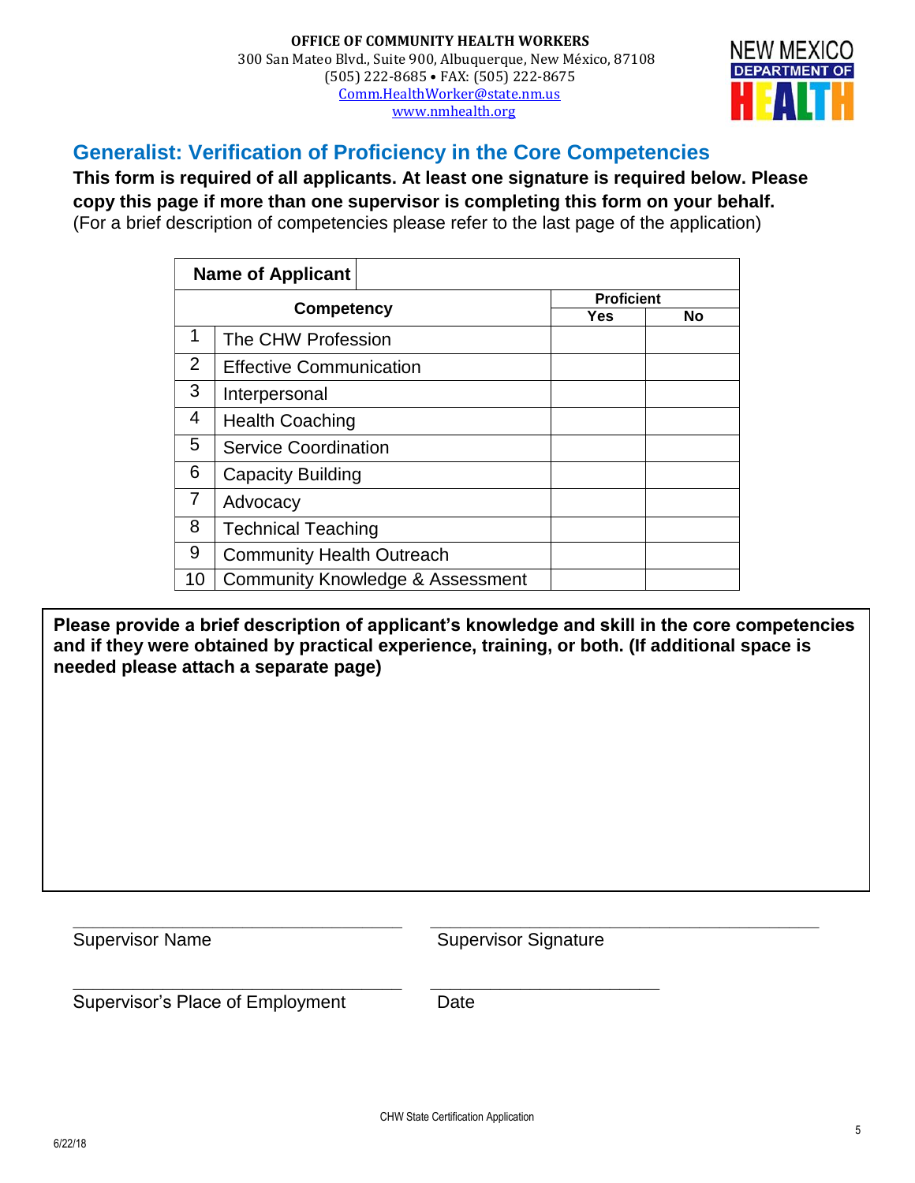**OFFICE OF COMMUNITY HEALTH WORKERS**
300 San Mateo Blvd., Suite 900, Albuquerque, New México, 87108
(505) 222-8685 • FAX: (505) 222-8675
Comm.HealthWorker@state.nm.us
www.nmhealth.org

NEW MEXICO DEPARTMENT OF HEALTH

## Generalist: Verification of Proficiency in the Core Competencies

**This form is required of all applicants. At least one signature is required below. Please copy this page if more than one supervisor is completing this form on your behalf.**
(For a brief description of competencies please refer to the last page of the application)

| **Name of Applicant** | | | |
|---|---|---|---|
| **Competency** | | **Proficient** | |
| | | **Yes** | **No** |
| 1 | The CHW Profession | | |
| 2 | Effective Communication | | |
| 3 | Interpersonal | | |
| 4 | Health Coaching | | |
| 5 | Service Coordination | | |
| 6 | Capacity Building | | |
| 7 | Advocacy | | |
| 8 | Technical Teaching | | |
| 9 | Community Health Outreach | | |
| 10 | Community Knowledge & Assessment | | |

**Please provide a brief description of applicant's knowledge and skill in the core competencies and if they were obtained by practical experience, training, or both. (If additional space is needed please attach a separate page)**

\_\_\_\_\_\_\_\_\_\_\_\_\_\_\_\_\_\_\_\_\_\_\_\_\_\_\_\_\_\_\_\_ \_\_\_\_\_\_\_\_\_\_\_\_\_\_\_\_\_\_\_\_\_\_\_\_\_\_\_\_\_\_\_\_\_\_\_\_
Supervisor Name Supervisor Signature

\_\_\_\_\_\_\_\_\_\_\_\_\_\_\_\_\_\_\_\_\_\_\_\_\_\_\_\_\_\_\_\_ \_\_\_\_\_\_\_\_\_\_\_\_\_\_\_\_\_\_\_\_\_\_\_\_
Supervisor's Place of Employment Date

CHW State Certification Application

6/22/18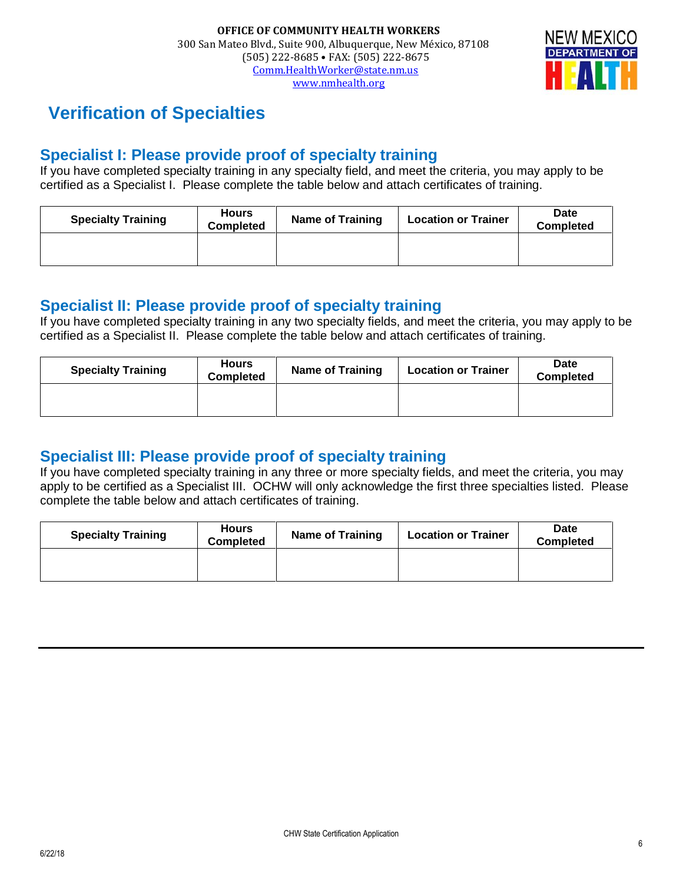OFFICE OF COMMUNITY HEALTH WORKERS
300 San Mateo Blvd., Suite 900, Albuquerque, New México, 87108
(505) 222-8685 • FAX: (505) 222-8675
Comm.HealthWorker@state.nm.us
www.nmhealth.org

NEW MEXICO DEPARTMENT OF HEALTH

# Verification of Specialties

## Specialist I: Please provide proof of specialty training

If you have completed specialty training in any specialty field, and meet the criteria, you may apply to be certified as a Specialist I. Please complete the table below and attach certificates of training.

| Specialty Training | Hours Completed | Name of Training | Location or Trainer | Date Completed |
|---|---|---|---|---|
| | | | | |

## Specialist II: Please provide proof of specialty training

If you have completed specialty training in any two specialty fields, and meet the criteria, you may apply to be certified as a Specialist II. Please complete the table below and attach certificates of training.

| Specialty Training | Hours Completed | Name of Training | Location or Trainer | Date Completed |
|---|---|---|---|---|
| | | | | |

## Specialist III: Please provide proof of specialty training

If you have completed specialty training in any three or more specialty fields, and meet the criteria, you may apply to be certified as a Specialist III. OCHW will only acknowledge the first three specialties listed. Please complete the table below and attach certificates of training.

| Specialty Training | Hours Completed | Name of Training | Location or Trainer | Date Completed |
|---|---|---|---|---|
| | | | | |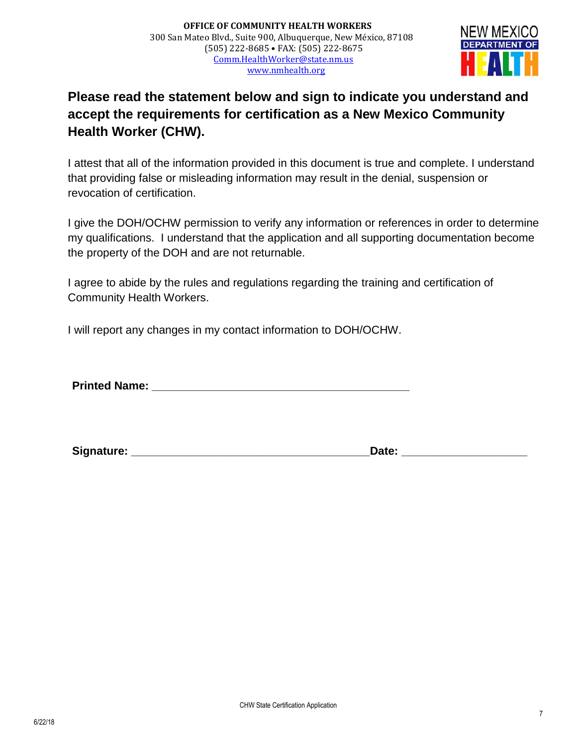**OFFICE OF COMMUNITY HEALTH WORKERS**
300 San Mateo Blvd., Suite 900, Albuquerque, New México, 87108
(505) 222-8685 • FAX: (505) 222-8675
Comm.HealthWorker@state.nm.us
www.nmhealth.org

NEW MEXICO DEPARTMENT OF HEALTH

## Please read the statement below and sign to indicate you understand and accept the requirements for certification as a New Mexico Community Health Worker (CHW).

I attest that all of the information provided in this document is true and complete. I understand that providing false or misleading information may result in the denial, suspension or revocation of certification.

I give the DOH/OCHW permission to verify any information or references in order to determine my qualifications. I understand that the application and all supporting documentation become the property of the DOH and are not returnable.

I agree to abide by the rules and regulations regarding the training and certification of Community Health Workers.

I will report any changes in my contact information to DOH/OCHW.

**Printed Name:** ___________________________________________

**Signature:** ________________________________________ **Date:** _____________________

CHW State Certification Application

6/22/18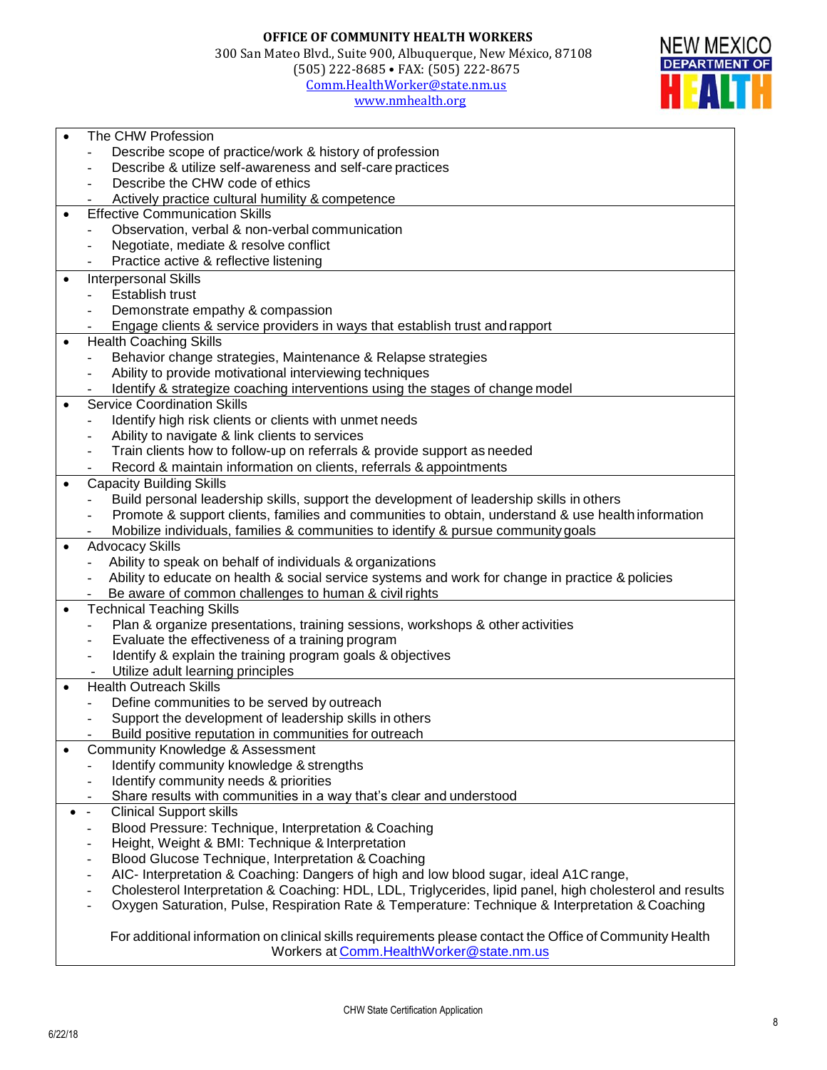**OFFICE OF COMMUNITY HEALTH WORKERS**
300 San Mateo Blvd., Suite 900, Albuquerque, New México, 87108
(505) 222-8685 • FAX: (505) 222-8675
Comm.HealthWorker@state.nm.us
www.nmhealth.org

NEW MEXICO DEPARTMENT OF HEALTH

- The CHW Profession
  - Describe scope of practice/work & history of profession
  - Describe & utilize self-awareness and self-care practices
  - Describe the CHW code of ethics
  - Actively practice cultural humility & competence
- Effective Communication Skills
  - Observation, verbal & non-verbal communication
  - Negotiate, mediate & resolve conflict
  - Practice active & reflective listening
- Interpersonal Skills
  - Establish trust
  - Demonstrate empathy & compassion
  - Engage clients & service providers in ways that establish trust and rapport
- Health Coaching Skills
  - Behavior change strategies, Maintenance & Relapse strategies
  - Ability to provide motivational interviewing techniques
  - Identify & strategize coaching interventions using the stages of change model
- Service Coordination Skills
  - Identify high risk clients or clients with unmet needs
  - Ability to navigate & link clients to services
  - Train clients how to follow-up on referrals & provide support as needed
  - Record & maintain information on clients, referrals & appointments
- Capacity Building Skills
  - Build personal leadership skills, support the development of leadership skills in others
  - Promote & support clients, families and communities to obtain, understand & use health information
  - Mobilize individuals, families & communities to identify & pursue community goals
- Advocacy Skills
  - Ability to speak on behalf of individuals & organizations
  - Ability to educate on health & social service systems and work for change in practice & policies
  - Be aware of common challenges to human & civil rights
- Technical Teaching Skills
  - Plan & organize presentations, training sessions, workshops & other activities
  - Evaluate the effectiveness of a training program
  - Identify & explain the training program goals & objectives
  - Utilize adult learning principles
- Health Outreach Skills
  - Define communities to be served by outreach
  - Support the development of leadership skills in others
  - Build positive reputation in communities for outreach
- Community Knowledge & Assessment
  - Identify community knowledge & strengths
  - Identify community needs & priorities
  - Share results with communities in a way that's clear and understood
- Clinical Support skills
  - Blood Pressure: Technique, Interpretation & Coaching
  - Height, Weight & BMI: Technique & Interpretation
  - Blood Glucose Technique, Interpretation & Coaching
  - AIC- Interpretation & Coaching: Dangers of high and low blood sugar, ideal A1C range,
  - Cholesterol Interpretation & Coaching: HDL, LDL, Triglycerides, lipid panel, high cholesterol and results
  - Oxygen Saturation, Pulse, Respiration Rate & Temperature: Technique & Interpretation & Coaching

  For additional information on clinical skills requirements please contact the Office of Community Health Workers at Comm.HealthWorker@state.nm.us

CHW State Certification Application

6/22/18